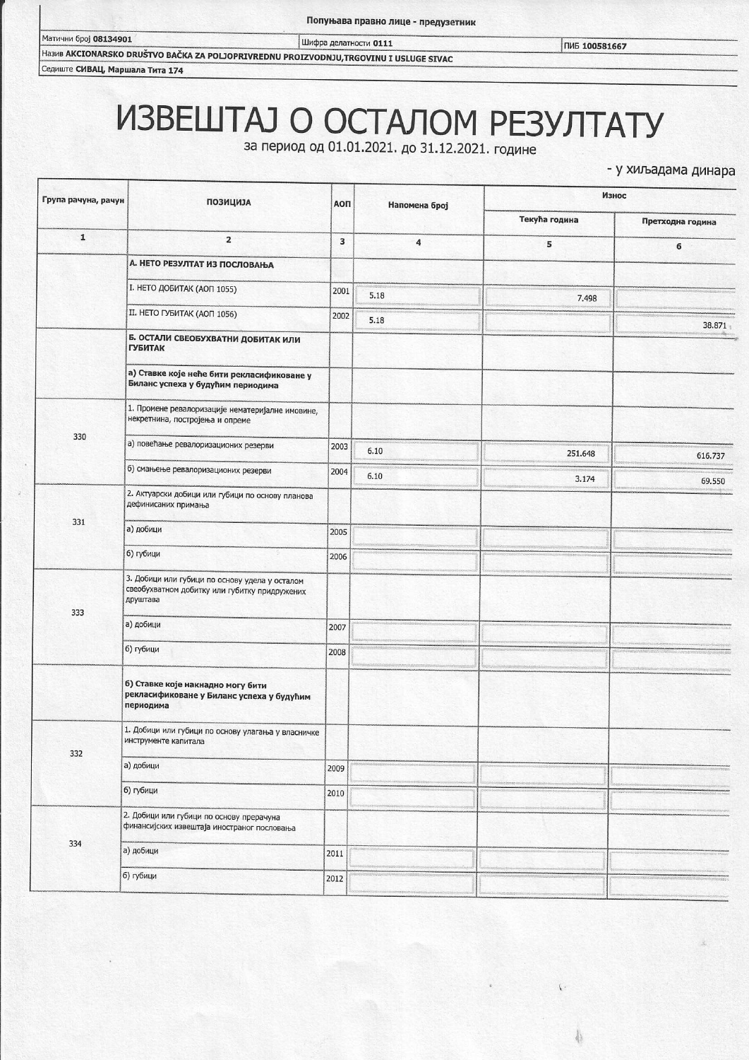Попуњава правно лице - предузетник

| Матични број 08134901 | Шифра делатности 0111 | ПИБ 100581667 |
|---|---|---|

Назив **AKCIONARSKO DRUŠTVO BAČKA ZA POLJOPRIVREDNU PROIZVODNJU,TRGOVINU I USLUGE SIVAC**

Седиште **СИВАЦ, Маршала Тита 174**

# ИЗВЕШТАЈ О ОСТАЛОМ РЕЗУЛТАТУ

за период од 01.01.2021. до 31.12.2021. године

- у хиљадама динара

| Група рачуна, рачун | ПОЗИЦИЈА | АОП | Напомена број | Износ | |
|---|---|---|---|---|---|
| | | | | Текућа година | Претходна година |
| 1 | 2 | 3 | 4 | 5 | 6 |
| | **А. НЕТО РЕЗУЛТАТ ИЗ ПОСЛОВАЊА** | | | | |
| | I. НЕТО ДОБИТАК (АОП 1055) | 2001 | 5.18 | 7.498 | |
| | II. НЕТО ГУБИТАК (АОП 1056) | 2002 | 5.18 | | 38.871 |
| | **Б. ОСТАЛИ СВЕОБУХВАТНИ ДОБИТАК ИЛИ ГУБИТАК** | | | | |
| | **а) Ставке које неће бити рекласификоване у Биланс успеха у будућим периодима** | | | | |
| 330 | 1. Промене ревалоризације нематеријалне имовине, некретнина, постројења и опреме | | | | |
| | а) повећање ревалоризационих резерви | 2003 | 6.10 | 251.648 | 616.737 |
| | б) смањење ревалоризационих резерви | 2004 | 6.10 | 3.174 | 69.550 |
| 331 | 2. Актуарски добици или губици по основу планова дефинисаних примања | | | | |
| | а) добици | 2005 | | | |
| | б) губици | 2006 | | | |
| 333 | 3. Добици или губици по основу удела у осталом свеобухватном добитку или губитку придружених друштава | | | | |
| | а) добици | 2007 | | | |
| | б) губици | 2008 | | | |
| | **б) Ставке које накнадно могу бити рекласификоване у Биланс успеха у будућим периодима** | | | | |
| 332 | 1. Добици или губици по основу улагања у власничке инструменте капитала | | | | |
| | а) добици | 2009 | | | |
| | б) губици | 2010 | | | |
| 334 | 2. Добици или губици по основу прерачуна финансијских извештаја иностраног пословања | | | | |
| | а) добици | 2011 | | | |
| | б) губици | 2012 | | | |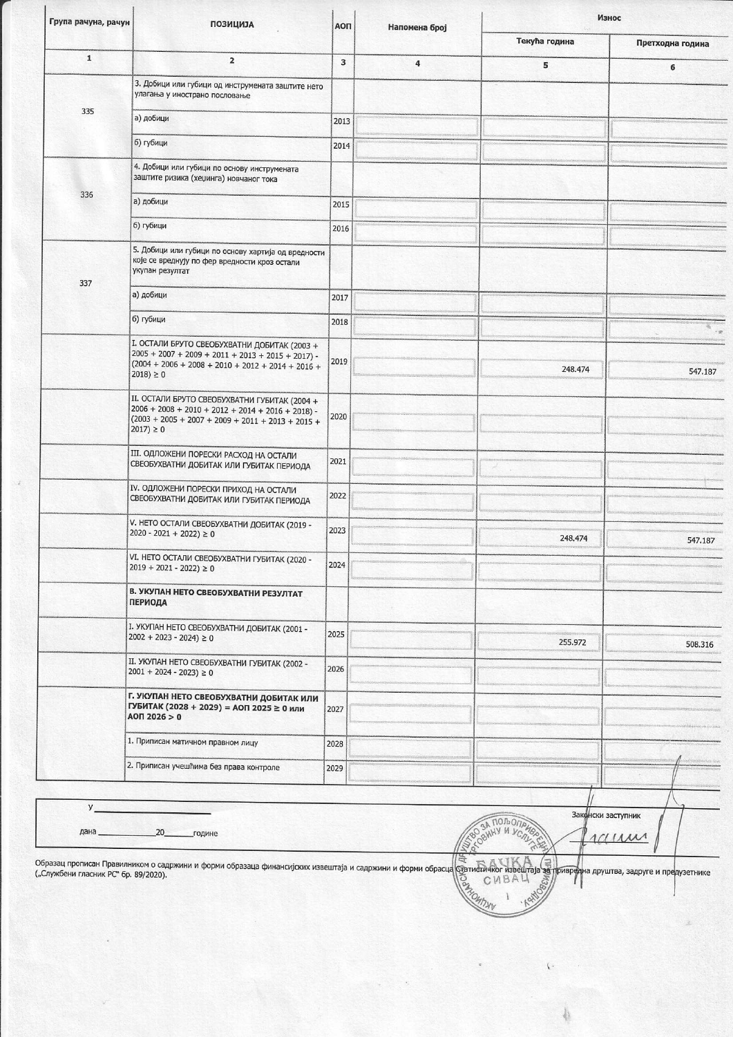| Група рачуна, рачун | ПОЗИЦИЈА | АОП | Напомена број | Износ | |
|---|---|---|---|---|---|
| | | | | Текућа година | Претходна година |
| 1 | 2 | 3 | 4 | 5 | 6 |
| 335 | 3. Добици или губици од инструмената заштите нето улагања у иностранo пословање | | | | |
| | а) добици | 2013 | | | |
| | б) губици | 2014 | | | |
| 336 | 4. Добици или губици по основу инструмената заштите ризика (хеџинга) новчаног тока | | | | |
| | а) добици | 2015 | | | |
| | б) губици | 2016 | | | |
| 337 | 5. Добици или губици по основу хартија од вредности које се вреднују по фер вредности кроз остали укупан резултат | | | | |
| | а) добици | 2017 | | | |
| | б) губици | 2018 | | | |
| | I. ОСТАЛИ БРУТО СВЕОБУХВАТНИ ДОБИТАК (2003 + 2005 + 2007 + 2009 + 2011 + 2013 + 2015 + 2017) - (2004 + 2006 + 2008 + 2010 + 2012 + 2014 + 2016 + 2018) ≥ 0 | 2019 | | 248.474 | 547.187 |
| | II. ОСТАЛИ БРУТО СВЕОБУХВАТНИ ГУБИТАК (2004 + 2006 + 2008 + 2010 + 2012 + 2014 + 2016 + 2018) - (2003 + 2005 + 2007 + 2009 + 2011 + 2013 + 2015 + 2017) ≥ 0 | 2020 | | | |
| | III. ОДЛОЖЕНИ ПОРЕСКИ РАСХОД НА ОСТАЛИ СВЕОБУХВАТНИ ДОБИТАК ИЛИ ГУБИТАК ПЕРИОДА | 2021 | | | |
| | IV. ОДЛОЖЕНИ ПОРЕСКИ ПРИХОД НА ОСТАЛИ СВЕОБУХВАТНИ ДОБИТАК ИЛИ ГУБИТАК ПЕРИОДА | 2022 | | | |
| | V. НЕТО ОСТАЛИ СВЕОБУХВАТНИ ДОБИТАК (2019 - 2020 - 2021 + 2022) ≥ 0 | 2023 | | 248.474 | 547.187 |
| | VI. НЕТО ОСТАЛИ СВЕОБУХВАТНИ ГУБИТАК (2020 - 2019 + 2021 - 2022) ≥ 0 | 2024 | | | |
| | **В. УКУПАН НЕТО СВЕОБУХВАТНИ РЕЗУЛТАТ ПЕРИОДА** | | | | |
| | I. УКУПАН НЕТО СВЕОБУХВАТНИ ДОБИТАК (2001 - 2002 + 2023 - 2024) ≥ 0 | 2025 | | 255.972 | 508.316 |
| | II. УКУПАН НЕТО СВЕОБУХВАТНИ ГУБИТАК (2002 - 2001 + 2024 - 2023) ≥ 0 | 2026 | | | |
| | **Г. УКУПАН НЕТО СВЕОБУХВАТНИ ДОБИТАК ИЛИ ГУБИТАК (2028 + 2029) = АОП 2025 ≥ 0 или АОП 2026 > 0** | 2027 | | | |
| | 1. Приписан матичном правном лицу | 2028 | | | |
| | 2. Приписан учешћима без права контроле | 2029 | | | |

У ____________________

дана ______________20______године

Законски заступник

Образац прописан Правилником о садржини и форми образаца финансијских извештаја и садржини и форми обрасца Статистичког извештаја за привредна друштва, задруге и предузетнике („Службени гласник РС" бр. 89/2020).